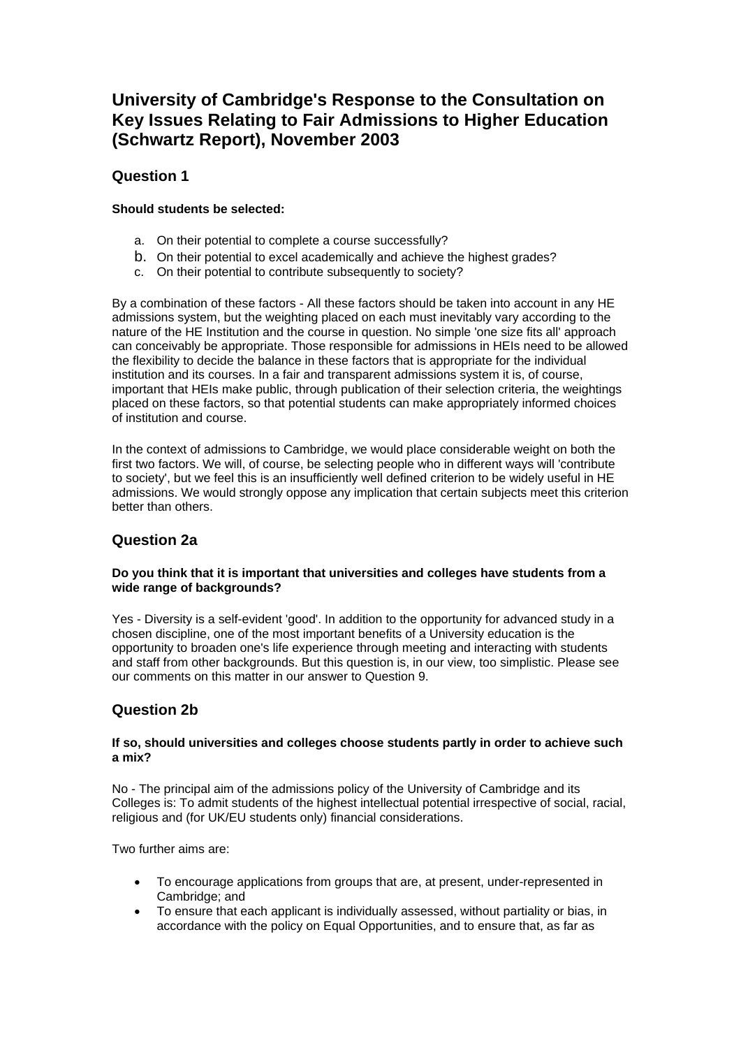# University of Cambridge's Response to the Consultation on Key Issues Relating to Fair Admissions to Higher Education (Schwartz Report), November 2003

## Question 1

**Should students be selected:**

a. On their potential to complete a course successfully?
b. On their potential to excel academically and achieve the highest grades?
c. On their potential to contribute subsequently to society?

By a combination of these factors - All these factors should be taken into account in any HE admissions system, but the weighting placed on each must inevitably vary according to the nature of the HE Institution and the course in question. No simple 'one size fits all' approach can conceivably be appropriate. Those responsible for admissions in HEIs need to be allowed the flexibility to decide the balance in these factors that is appropriate for the individual institution and its courses. In a fair and transparent admissions system it is, of course, important that HEIs make public, through publication of their selection criteria, the weightings placed on these factors, so that potential students can make appropriately informed choices of institution and course.

In the context of admissions to Cambridge, we would place considerable weight on both the first two factors. We will, of course, be selecting people who in different ways will 'contribute to society', but we feel this is an insufficiently well defined criterion to be widely useful in HE admissions. We would strongly oppose any implication that certain subjects meet this criterion better than others.

## Question 2a

**Do you think that it is important that universities and colleges have students from a wide range of backgrounds?**

Yes - Diversity is a self-evident 'good'. In addition to the opportunity for advanced study in a chosen discipline, one of the most important benefits of a University education is the opportunity to broaden one's life experience through meeting and interacting with students and staff from other backgrounds. But this question is, in our view, too simplistic. Please see our comments on this matter in our answer to Question 9.

## Question 2b

**If so, should universities and colleges choose students partly in order to achieve such a mix?**

No - The principal aim of the admissions policy of the University of Cambridge and its Colleges is: To admit students of the highest intellectual potential irrespective of social, racial, religious and (for UK/EU students only) financial considerations.

Two further aims are:

- To encourage applications from groups that are, at present, under-represented in Cambridge; and
- To ensure that each applicant is individually assessed, without partiality or bias, in accordance with the policy on Equal Opportunities, and to ensure that, as far as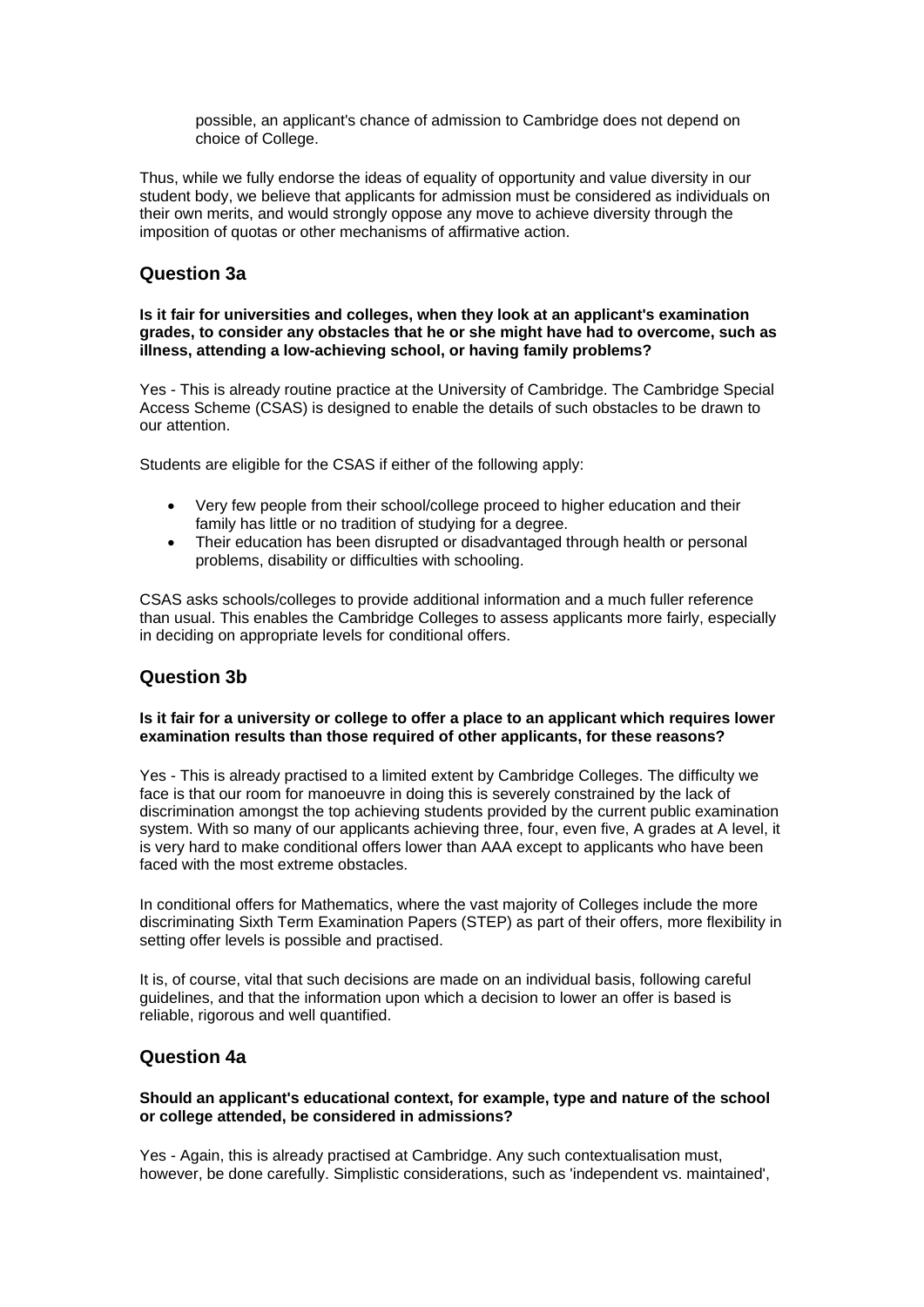possible, an applicant's chance of admission to Cambridge does not depend on choice of College.

Thus, while we fully endorse the ideas of equality of opportunity and value diversity in our student body, we believe that applicants for admission must be considered as individuals on their own merits, and would strongly oppose any move to achieve diversity through the imposition of quotas or other mechanisms of affirmative action.

## Question 3a

**Is it fair for universities and colleges, when they look at an applicant's examination grades, to consider any obstacles that he or she might have had to overcome, such as illness, attending a low-achieving school, or having family problems?**

Yes - This is already routine practice at the University of Cambridge. The Cambridge Special Access Scheme (CSAS) is designed to enable the details of such obstacles to be drawn to our attention.

Students are eligible for the CSAS if either of the following apply:

- Very few people from their school/college proceed to higher education and their family has little or no tradition of studying for a degree.
- Their education has been disrupted or disadvantaged through health or personal problems, disability or difficulties with schooling.

CSAS asks schools/colleges to provide additional information and a much fuller reference than usual. This enables the Cambridge Colleges to assess applicants more fairly, especially in deciding on appropriate levels for conditional offers.

## Question 3b

**Is it fair for a university or college to offer a place to an applicant which requires lower examination results than those required of other applicants, for these reasons?**

Yes - This is already practised to a limited extent by Cambridge Colleges. The difficulty we face is that our room for manoeuvre in doing this is severely constrained by the lack of discrimination amongst the top achieving students provided by the current public examination system. With so many of our applicants achieving three, four, even five, A grades at A level, it is very hard to make conditional offers lower than AAA except to applicants who have been faced with the most extreme obstacles.

In conditional offers for Mathematics, where the vast majority of Colleges include the more discriminating Sixth Term Examination Papers (STEP) as part of their offers, more flexibility in setting offer levels is possible and practised.

It is, of course, vital that such decisions are made on an individual basis, following careful guidelines, and that the information upon which a decision to lower an offer is based is reliable, rigorous and well quantified.

## Question 4a

**Should an applicant's educational context, for example, type and nature of the school or college attended, be considered in admissions?**

Yes - Again, this is already practised at Cambridge. Any such contextualisation must, however, be done carefully. Simplistic considerations, such as 'independent vs. maintained',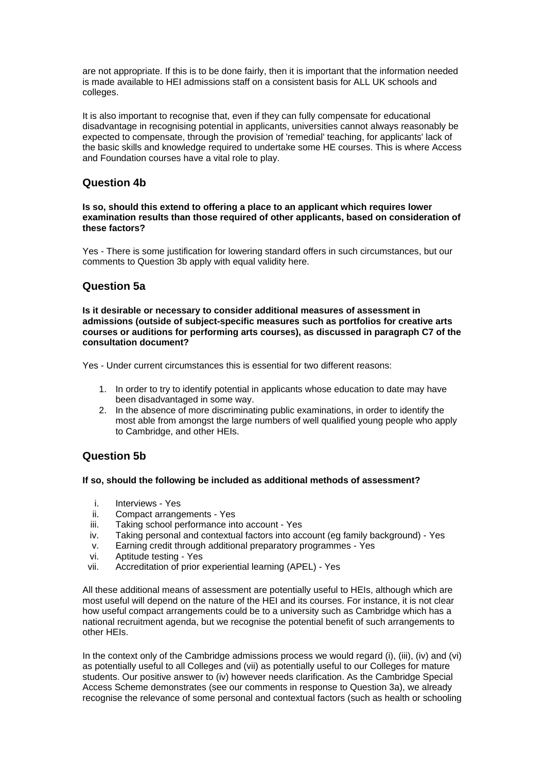are not appropriate. If this is to be done fairly, then it is important that the information needed is made available to HEI admissions staff on a consistent basis for ALL UK schools and colleges.

It is also important to recognise that, even if they can fully compensate for educational disadvantage in recognising potential in applicants, universities cannot always reasonably be expected to compensate, through the provision of 'remedial' teaching, for applicants' lack of the basic skills and knowledge required to undertake some HE courses. This is where Access and Foundation courses have a vital role to play.

## Question 4b

**Is so, should this extend to offering a place to an applicant which requires lower examination results than those required of other applicants, based on consideration of these factors?**

Yes - There is some justification for lowering standard offers in such circumstances, but our comments to Question 3b apply with equal validity here.

## Question 5a

**Is it desirable or necessary to consider additional measures of assessment in admissions (outside of subject-specific measures such as portfolios for creative arts courses or auditions for performing arts courses), as discussed in paragraph C7 of the consultation document?**

Yes - Under current circumstances this is essential for two different reasons:

1. In order to try to identify potential in applicants whose education to date may have been disadvantaged in some way.
2. In the absence of more discriminating public examinations, in order to identify the most able from amongst the large numbers of well qualified young people who apply to Cambridge, and other HEIs.

## Question 5b

**If so, should the following be included as additional methods of assessment?**

i. Interviews - Yes
ii. Compact arrangements - Yes
iii. Taking school performance into account - Yes
iv. Taking personal and contextual factors into account (eg family background) - Yes
v. Earning credit through additional preparatory programmes - Yes
vi. Aptitude testing - Yes
vii. Accreditation of prior experiential learning (APEL) - Yes

All these additional means of assessment are potentially useful to HEIs, although which are most useful will depend on the nature of the HEI and its courses. For instance, it is not clear how useful compact arrangements could be to a university such as Cambridge which has a national recruitment agenda, but we recognise the potential benefit of such arrangements to other HEIs.

In the context only of the Cambridge admissions process we would regard (i), (iii), (iv) and (vi) as potentially useful to all Colleges and (vii) as potentially useful to our Colleges for mature students. Our positive answer to (iv) however needs clarification. As the Cambridge Special Access Scheme demonstrates (see our comments in response to Question 3a), we already recognise the relevance of some personal and contextual factors (such as health or schooling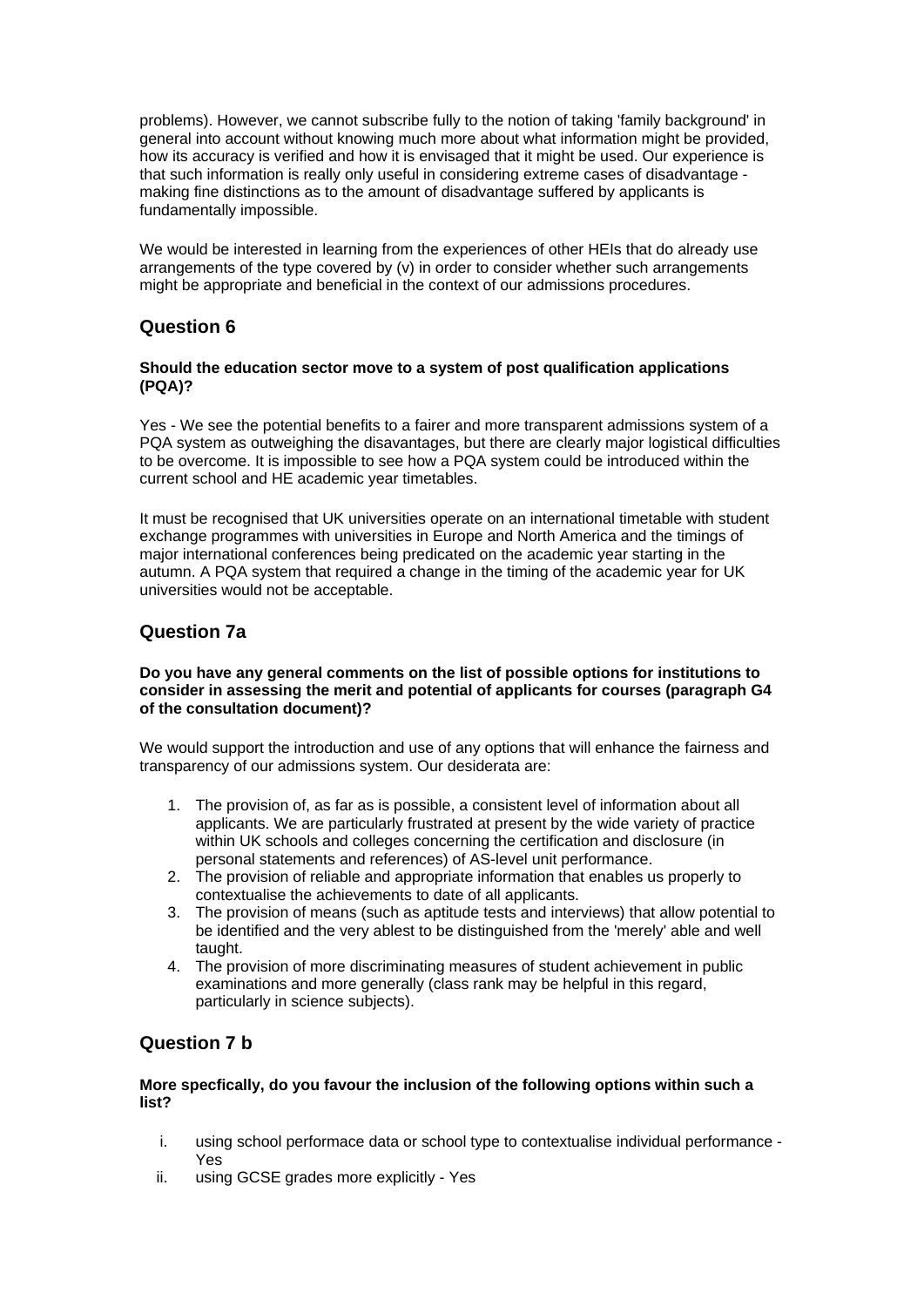problems). However, we cannot subscribe fully to the notion of taking 'family background' in general into account without knowing much more about what information might be provided, how its accuracy is verified and how it is envisaged that it might be used. Our experience is that such information is really only useful in considering extreme cases of disadvantage - making fine distinctions as to the amount of disadvantage suffered by applicants is fundamentally impossible.

We would be interested in learning from the experiences of other HEIs that do already use arrangements of the type covered by (v) in order to consider whether such arrangements might be appropriate and beneficial in the context of our admissions procedures.

## Question 6

**Should the education sector move to a system of post qualification applications (PQA)?**

Yes - We see the potential benefits to a fairer and more transparent admissions system of a PQA system as outweighing the disavantages, but there are clearly major logistical difficulties to be overcome. It is impossible to see how a PQA system could be introduced within the current school and HE academic year timetables.

It must be recognised that UK universities operate on an international timetable with student exchange programmes with universities in Europe and North America and the timings of major international conferences being predicated on the academic year starting in the autumn. A PQA system that required a change in the timing of the academic year for UK universities would not be acceptable.

## Question 7a

**Do you have any general comments on the list of possible options for institutions to consider in assessing the merit and potential of applicants for courses (paragraph G4 of the consultation document)?**

We would support the introduction and use of any options that will enhance the fairness and transparency of our admissions system. Our desiderata are:

1. The provision of, as far as is possible, a consistent level of information about all applicants. We are particularly frustrated at present by the wide variety of practice within UK schools and colleges concerning the certification and disclosure (in personal statements and references) of AS-level unit performance.
2. The provision of reliable and appropriate information that enables us properly to contextualise the achievements to date of all applicants.
3. The provision of means (such as aptitude tests and interviews) that allow potential to be identified and the very ablest to be distinguished from the 'merely' able and well taught.
4. The provision of more discriminating measures of student achievement in public examinations and more generally (class rank may be helpful in this regard, particularly in science subjects).

## Question 7 b

**More specfically, do you favour the inclusion of the following options within such a list?**

i. using school performace data or school type to contextualise individual performance - Yes
ii. using GCSE grades more explicitly - Yes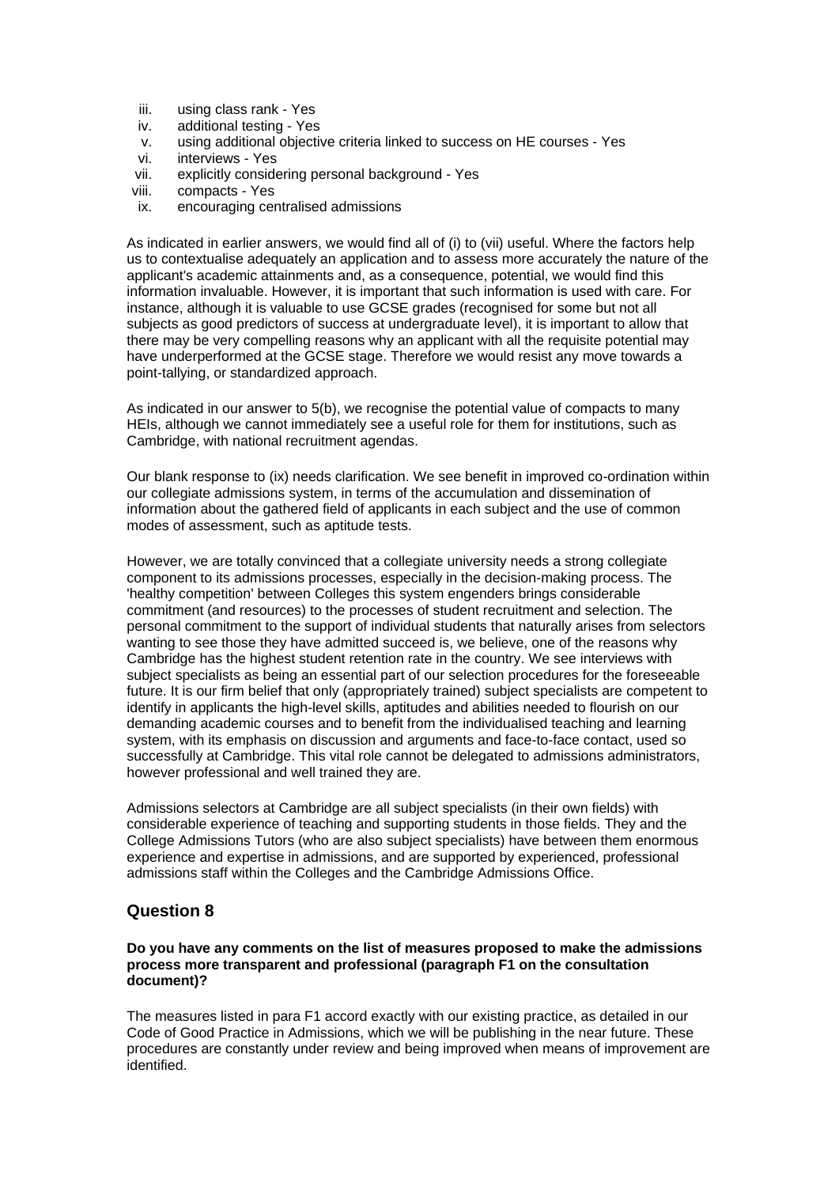iii. using class rank - Yes
iv. additional testing - Yes
v. using additional objective criteria linked to success on HE courses - Yes
vi. interviews - Yes
vii. explicitly considering personal background - Yes
viii. compacts - Yes
ix. encouraging centralised admissions

As indicated in earlier answers, we would find all of (i) to (vii) useful. Where the factors help us to contextualise adequately an application and to assess more accurately the nature of the applicant's academic attainments and, as a consequence, potential, we would find this information invaluable. However, it is important that such information is used with care. For instance, although it is valuable to use GCSE grades (recognised for some but not all subjects as good predictors of success at undergraduate level), it is important to allow that there may be very compelling reasons why an applicant with all the requisite potential may have underperformed at the GCSE stage. Therefore we would resist any move towards a point-tallying, or standardized approach.

As indicated in our answer to 5(b), we recognise the potential value of compacts to many HEIs, although we cannot immediately see a useful role for them for institutions, such as Cambridge, with national recruitment agendas.

Our blank response to (ix) needs clarification. We see benefit in improved co-ordination within our collegiate admissions system, in terms of the accumulation and dissemination of information about the gathered field of applicants in each subject and the use of common modes of assessment, such as aptitude tests.

However, we are totally convinced that a collegiate university needs a strong collegiate component to its admissions processes, especially in the decision-making process. The 'healthy competition' between Colleges this system engenders brings considerable commitment (and resources) to the processes of student recruitment and selection. The personal commitment to the support of individual students that naturally arises from selectors wanting to see those they have admitted succeed is, we believe, one of the reasons why Cambridge has the highest student retention rate in the country. We see interviews with subject specialists as being an essential part of our selection procedures for the foreseeable future. It is our firm belief that only (appropriately trained) subject specialists are competent to identify in applicants the high-level skills, aptitudes and abilities needed to flourish on our demanding academic courses and to benefit from the individualised teaching and learning system, with its emphasis on discussion and arguments and face-to-face contact, used so successfully at Cambridge. This vital role cannot be delegated to admissions administrators, however professional and well trained they are.

Admissions selectors at Cambridge are all subject specialists (in their own fields) with considerable experience of teaching and supporting students in those fields. They and the College Admissions Tutors (who are also subject specialists) have between them enormous experience and expertise in admissions, and are supported by experienced, professional admissions staff within the Colleges and the Cambridge Admissions Office.

## Question 8

**Do you have any comments on the list of measures proposed to make the admissions process more transparent and professional (paragraph F1 on the consultation document)?**

The measures listed in para F1 accord exactly with our existing practice, as detailed in our Code of Good Practice in Admissions, which we will be publishing in the near future. These procedures are constantly under review and being improved when means of improvement are identified.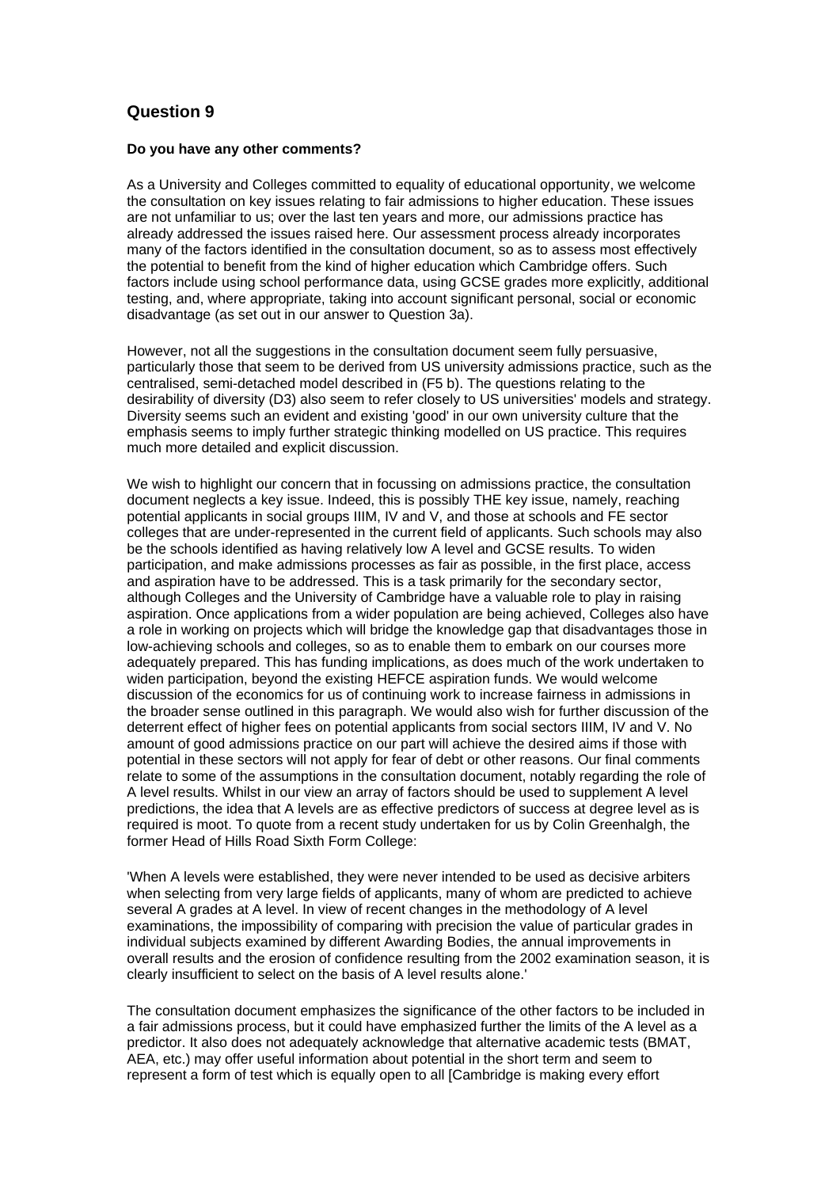## Question 9

**Do you have any other comments?**

As a University and Colleges committed to equality of educational opportunity, we welcome the consultation on key issues relating to fair admissions to higher education. These issues are not unfamiliar to us; over the last ten years and more, our admissions practice has already addressed the issues raised here. Our assessment process already incorporates many of the factors identified in the consultation document, so as to assess most effectively the potential to benefit from the kind of higher education which Cambridge offers. Such factors include using school performance data, using GCSE grades more explicitly, additional testing, and, where appropriate, taking into account significant personal, social or economic disadvantage (as set out in our answer to Question 3a).

However, not all the suggestions in the consultation document seem fully persuasive, particularly those that seem to be derived from US university admissions practice, such as the centralised, semi-detached model described in (F5 b). The questions relating to the desirability of diversity (D3) also seem to refer closely to US universities' models and strategy. Diversity seems such an evident and existing 'good' in our own university culture that the emphasis seems to imply further strategic thinking modelled on US practice. This requires much more detailed and explicit discussion.

We wish to highlight our concern that in focussing on admissions practice, the consultation document neglects a key issue. Indeed, this is possibly THE key issue, namely, reaching potential applicants in social groups IIIM, IV and V, and those at schools and FE sector colleges that are under-represented in the current field of applicants. Such schools may also be the schools identified as having relatively low A level and GCSE results. To widen participation, and make admissions processes as fair as possible, in the first place, access and aspiration have to be addressed. This is a task primarily for the secondary sector, although Colleges and the University of Cambridge have a valuable role to play in raising aspiration. Once applications from a wider population are being achieved, Colleges also have a role in working on projects which will bridge the knowledge gap that disadvantages those in low-achieving schools and colleges, so as to enable them to embark on our courses more adequately prepared. This has funding implications, as does much of the work undertaken to widen participation, beyond the existing HEFCE aspiration funds. We would welcome discussion of the economics for us of continuing work to increase fairness in admissions in the broader sense outlined in this paragraph. We would also wish for further discussion of the deterrent effect of higher fees on potential applicants from social sectors IIIM, IV and V. No amount of good admissions practice on our part will achieve the desired aims if those with potential in these sectors will not apply for fear of debt or other reasons. Our final comments relate to some of the assumptions in the consultation document, notably regarding the role of A level results. Whilst in our view an array of factors should be used to supplement A level predictions, the idea that A levels are as effective predictors of success at degree level as is required is moot. To quote from a recent study undertaken for us by Colin Greenhalgh, the former Head of Hills Road Sixth Form College:

'When A levels were established, they were never intended to be used as decisive arbiters when selecting from very large fields of applicants, many of whom are predicted to achieve several A grades at A level. In view of recent changes in the methodology of A level examinations, the impossibility of comparing with precision the value of particular grades in individual subjects examined by different Awarding Bodies, the annual improvements in overall results and the erosion of confidence resulting from the 2002 examination season, it is clearly insufficient to select on the basis of A level results alone.'

The consultation document emphasizes the significance of the other factors to be included in a fair admissions process, but it could have emphasized further the limits of the A level as a predictor. It also does not adequately acknowledge that alternative academic tests (BMAT, AEA, etc.) may offer useful information about potential in the short term and seem to represent a form of test which is equally open to all [Cambridge is making every effort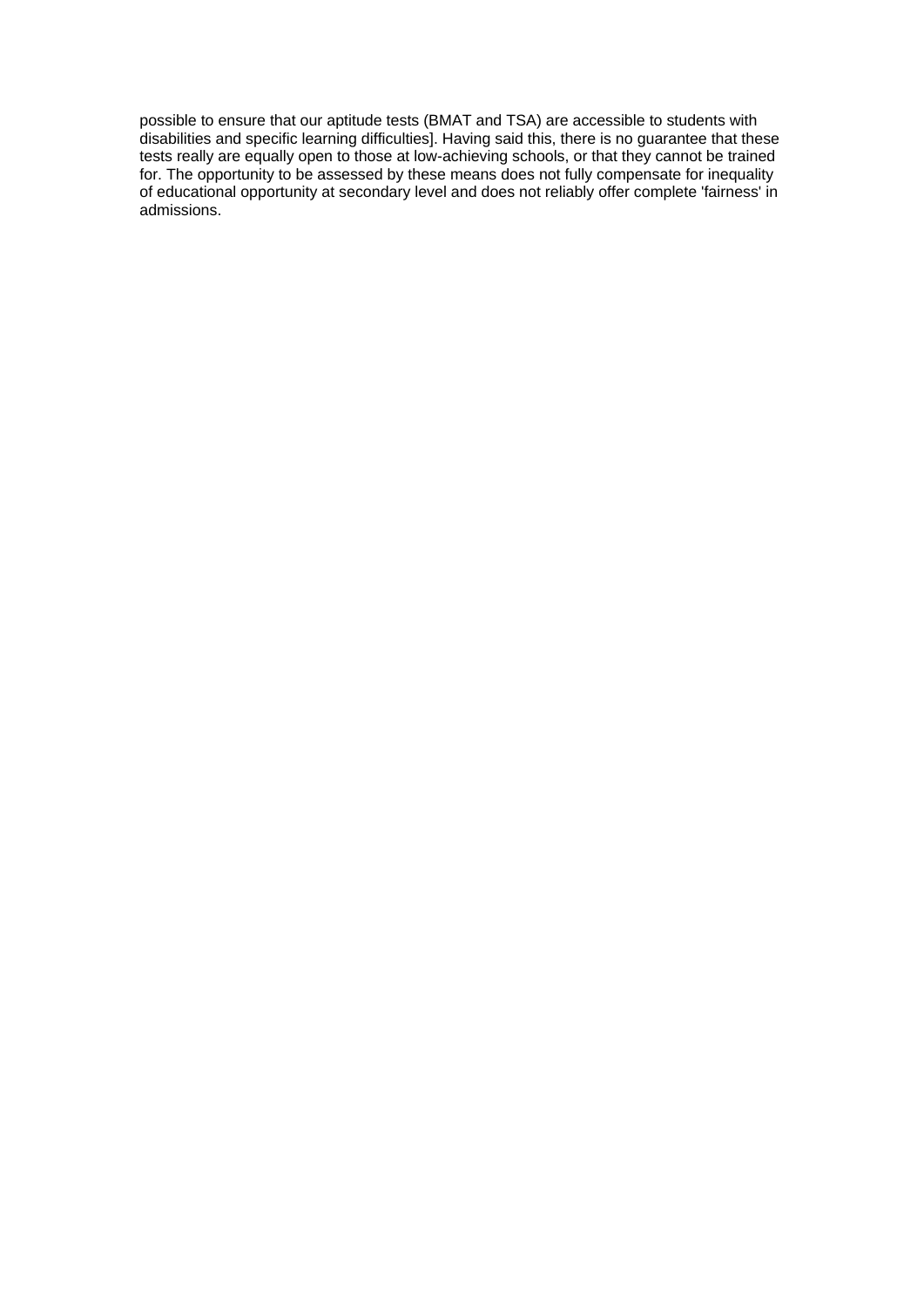possible to ensure that our aptitude tests (BMAT and TSA) are accessible to students with disabilities and specific learning difficulties]. Having said this, there is no guarantee that these tests really are equally open to those at low-achieving schools, or that they cannot be trained for. The opportunity to be assessed by these means does not fully compensate for inequality of educational opportunity at secondary level and does not reliably offer complete 'fairness' in admissions.